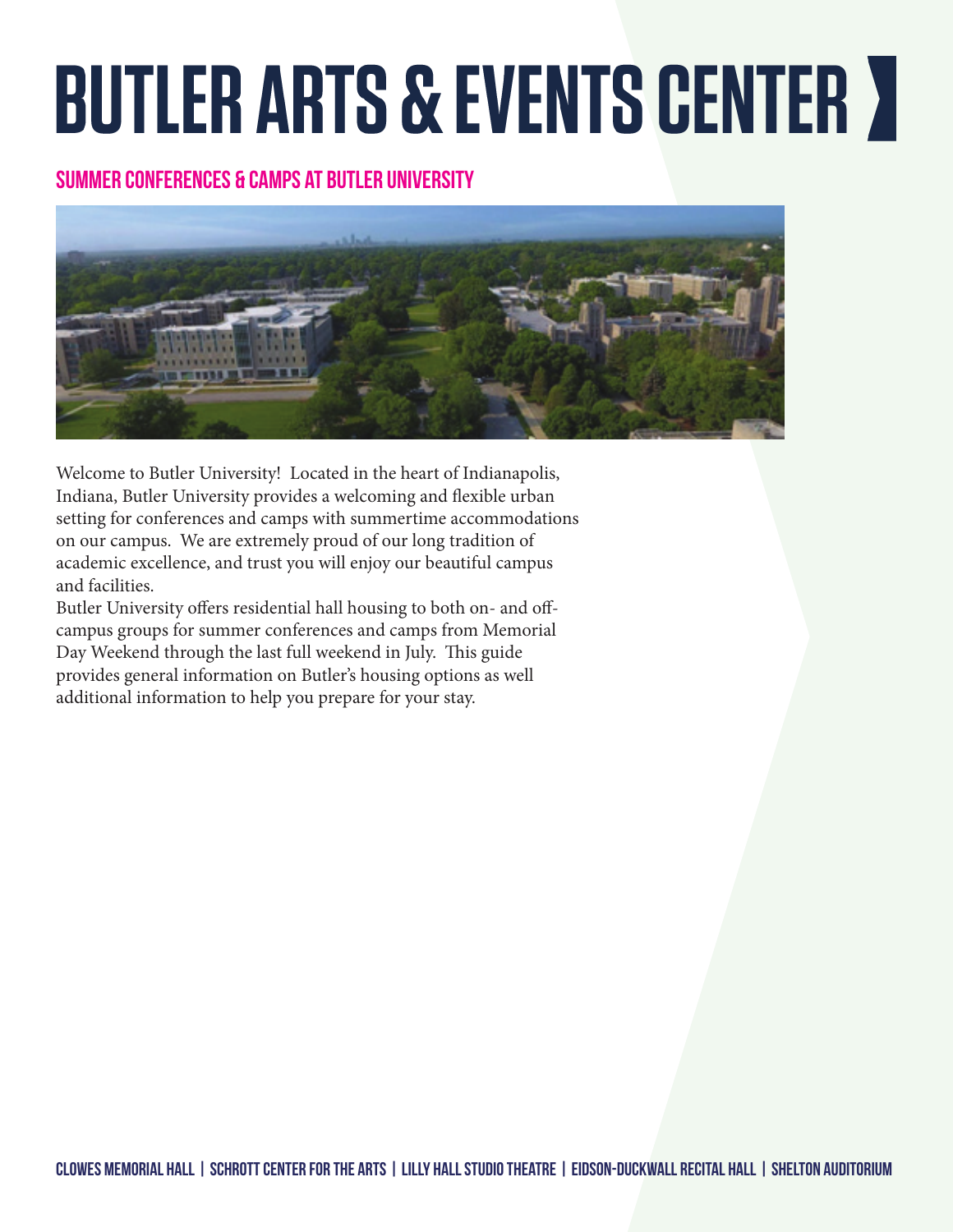# BUTLER ARTS & EVENTS CENTER

## SUMMER CONFERENCES & CAMPS AT BUTLER UNIVERSITY

Welcome to Butler University! Located in the heart of Indianapolis, Indiana, Butler University provides a welcoming and flexible urban setting for conferences and camps with summertime accommodations on our campus. We are extremely proud of our long tradition of academic excellence, and trust you will enjoy our beautiful campus and facilities.

Butler University offers residential hall housing to both on- and off-campus groups for summer conferences and camps from Memorial Day Weekend through the last full weekend in July. This guide provides general information on Butler's housing options as well additional information to help you prepare for your stay.

CLOWES MEMORIAL HALL | SCHROTT CENTER FOR THE ARTS | LILLY HALL STUDIO THEATRE | EIDSON-DUCKWALL RECITAL HALL | SHELTON AUDITORIUM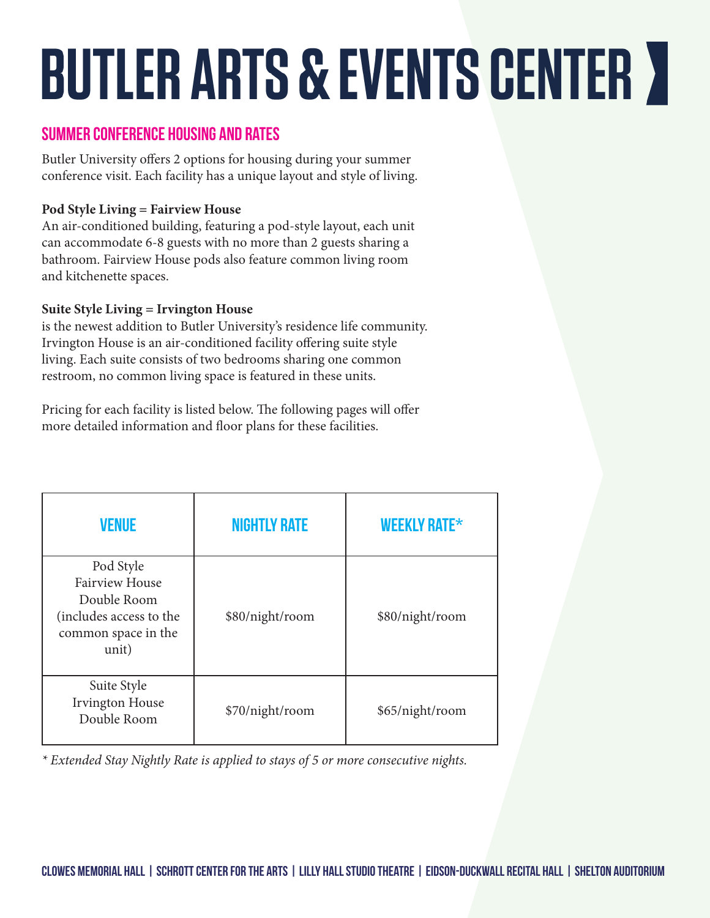# BUTLER ARTS & EVENTS CENTER

## SUMMER CONFERENCE HOUSING AND RATES

Butler University offers 2 options for housing during your summer conference visit. Each facility has a unique layout and style of living.

**Pod Style Living = Fairview House**
An air-conditioned building, featuring a pod-style layout, each unit can accommodate 6-8 guests with no more than 2 guests sharing a bathroom. Fairview House pods also feature common living room and kitchenette spaces.

**Suite Style Living = Irvington House**
is the newest addition to Butler University's residence life community. Irvington House is an air-conditioned facility offering suite style living. Each suite consists of two bedrooms sharing one common restroom, no common living space is featured in these units.

Pricing for each facility is listed below. The following pages will offer more detailed information and floor plans for these facilities.

| VENUE | NIGHTLY RATE | WEEKLY RATE* |
|---|---|---|
| Pod Style Fairview House Double Room (includes access to the common space in the unit) | $80/night/room | $80/night/room |
| Suite Style Irvington House Double Room | $70/night/room | $65/night/room |

*\* Extended Stay Nightly Rate is applied to stays of 5 or more consecutive nights.*

CLOWES MEMORIAL HALL | SCHROTT CENTER FOR THE ARTS | LILLY HALL STUDIO THEATRE | EIDSON-DUCKWALL RECITAL HALL | SHELTON AUDITORIUM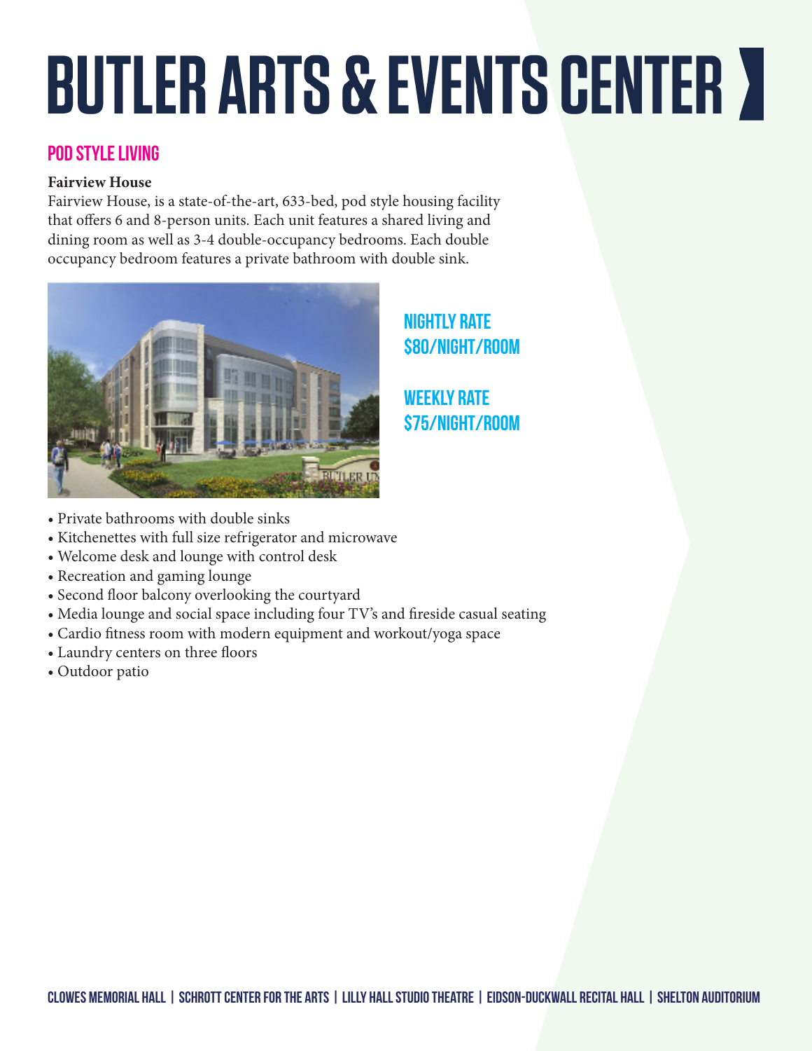# BUTLER ARTS & EVENTS CENTER

## POD STYLE LIVING

**Fairview House**

Fairview House, is a state-of-the-art, 633-bed, pod style housing facility that offers 6 and 8-person units. Each unit features a shared living and dining room as well as 3-4 double-occupancy bedrooms. Each double occupancy bedroom features a private bathroom with double sink.

### NIGHTLY RATE
### $80/NIGHT/ROOM

### WEEKLY RATE
### $75/NIGHT/ROOM

- Private bathrooms with double sinks
- Kitchenettes with full size refrigerator and microwave
- Welcome desk and lounge with control desk
- Recreation and gaming lounge
- Second floor balcony overlooking the courtyard
- Media lounge and social space including four TV's and fireside casual seating
- Cardio fitness room with modern equipment and workout/yoga space
- Laundry centers on three floors
- Outdoor patio

CLOWES MEMORIAL HALL | SCHROTT CENTER FOR THE ARTS | LILLY HALL STUDIO THEATRE | EIDSON-DUCKWALL RECITAL HALL | SHELTON AUDITORIUM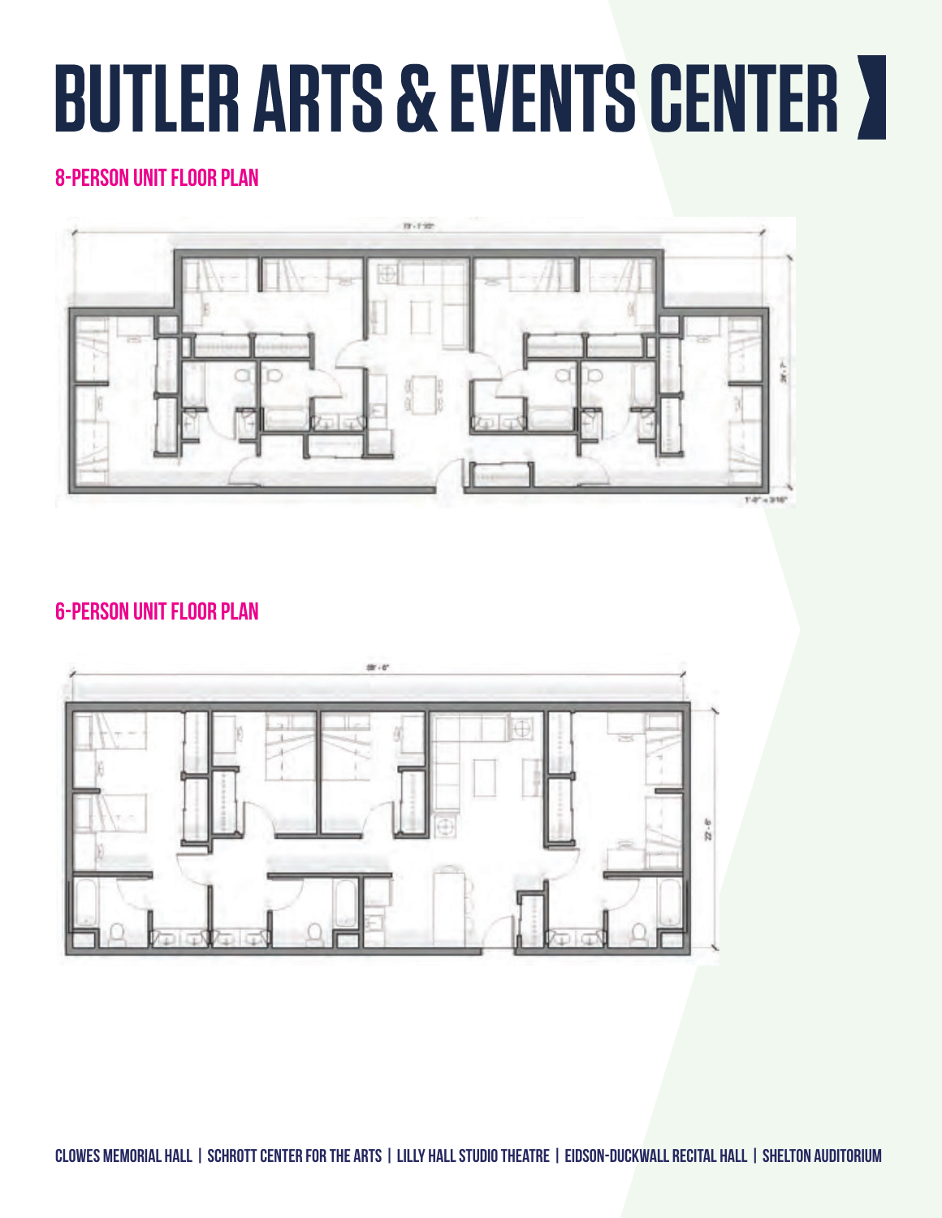# BUTLER ARTS & EVENTS CENTER

## 8-PERSON UNIT FLOOR PLAN

## 6-PERSON UNIT FLOOR PLAN

CLOWES MEMORIAL HALL | SCHROTT CENTER FOR THE ARTS | LILLY HALL STUDIO THEATRE | EIDSON-DUCKWALL RECITAL HALL | SHELTON AUDITORIUM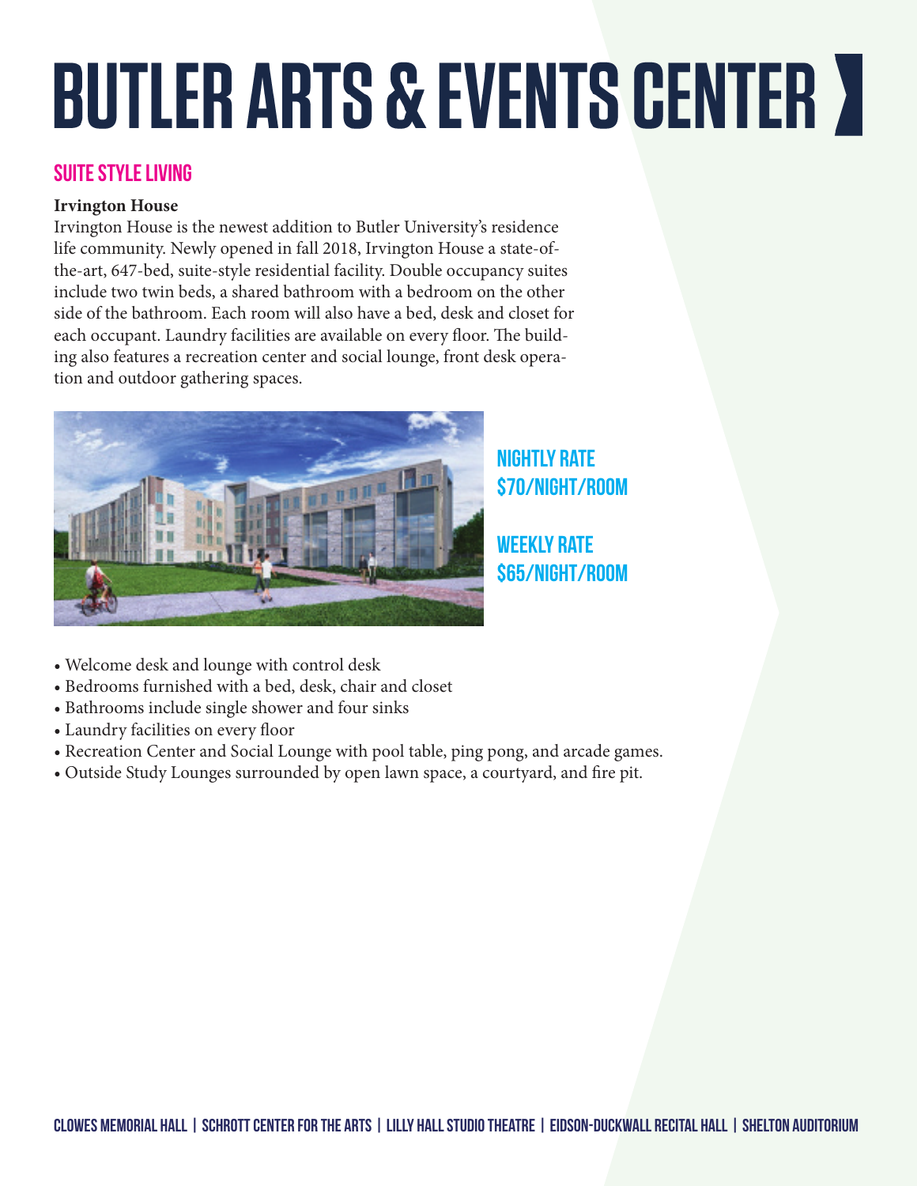# BUTLER ARTS & EVENTS CENTER

## SUITE STYLE LIVING

**Irvington House**

Irvington House is the newest addition to Butler University's residence life community. Newly opened in fall 2018, Irvington House a state-of-the-art, 647-bed, suite-style residential facility. Double occupancy suites include two twin beds, a shared bathroom with a bedroom on the other side of the bathroom. Each room will also have a bed, desk and closet for each occupant. Laundry facilities are available on every floor. The building also features a recreation center and social lounge, front desk operation and outdoor gathering spaces.

### NIGHTLY RATE
### $70/NIGHT/ROOM

### WEEKLY RATE
### $65/NIGHT/ROOM

- Welcome desk and lounge with control desk
- Bedrooms furnished with a bed, desk, chair and closet
- Bathrooms include single shower and four sinks
- Laundry facilities on every floor
- Recreation Center and Social Lounge with pool table, ping pong, and arcade games.
- Outside Study Lounges surrounded by open lawn space, a courtyard, and fire pit.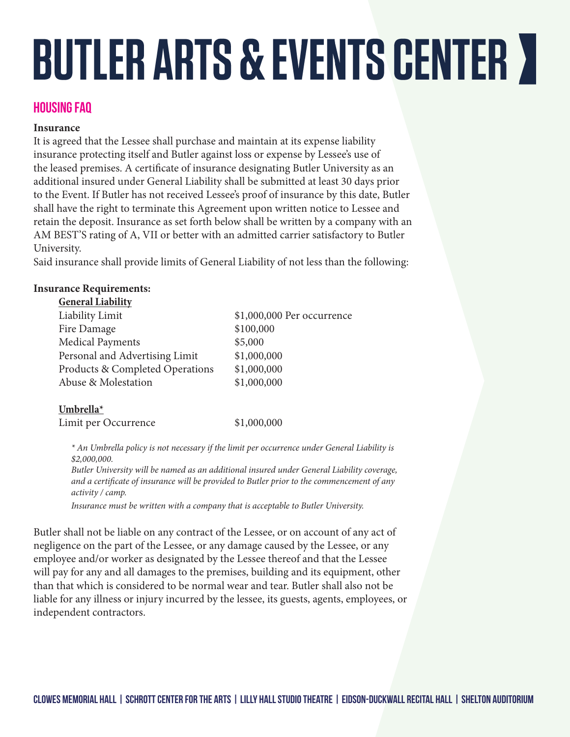# BUTLER ARTS & EVENTS CENTER

## HOUSING FAQ

**Insurance**

It is agreed that the Lessee shall purchase and maintain at its expense liability insurance protecting itself and Butler against loss or expense by Lessee's use of the leased premises. A certificate of insurance designating Butler University as an additional insured under General Liability shall be submitted at least 30 days prior to the Event. If Butler has not received Lessee's proof of insurance by this date, Butler shall have the right to terminate this Agreement upon written notice to Lessee and retain the deposit. Insurance as set forth below shall be written by a company with an AM BEST'S rating of A, VII or better with an admitted carrier satisfactory to Butler University.

Said insurance shall provide limits of General Liability of not less than the following:

**Insurance Requirements:**

| | |
|---|---|
| **General Liability** | |
| Liability Limit | $1,000,000 Per occurrence |
| Fire Damage | $100,000 |
| Medical Payments | $5,000 |
| Personal and Advertising Limit | $1,000,000 |
| Products & Completed Operations | $1,000,000 |
| Abuse & Molestation | $1,000,000 |
| **Umbrella*** | |
| Limit per Occurrence | $1,000,000 |

*\* An Umbrella policy is not necessary if the limit per occurrence under General Liability is $2,000,000.*

*Butler University will be named as an additional insured under General Liability coverage, and a certificate of insurance will be provided to Butler prior to the commencement of any activity / camp.*

*Insurance must be written with a company that is acceptable to Butler University.*

Butler shall not be liable on any contract of the Lessee, or on account of any act of negligence on the part of the Lessee, or any damage caused by the Lessee, or any employee and/or worker as designated by the Lessee thereof and that the Lessee will pay for any and all damages to the premises, building and its equipment, other than that which is considered to be normal wear and tear. Butler shall also not be liable for any illness or injury incurred by the lessee, its guests, agents, employees, or independent contractors.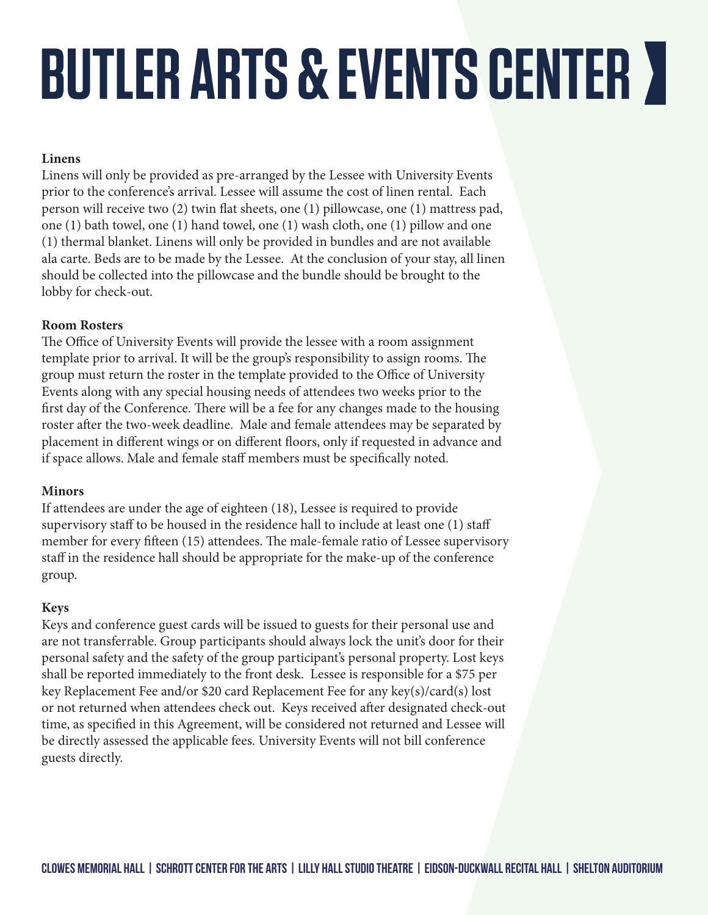**Linens**

Linens will only be provided as pre-arranged by the Lessee with University Events prior to the conference's arrival. Lessee will assume the cost of linen rental. Each person will receive two (2) twin flat sheets, one (1) pillowcase, one (1) mattress pad, one (1) bath towel, one (1) hand towel, one (1) wash cloth, one (1) pillow and one (1) thermal blanket. Linens will only be provided in bundles and are not available ala carte. Beds are to be made by the Lessee. At the conclusion of your stay, all linen should be collected into the pillowcase and the bundle should be brought to the lobby for check-out.

**Room Rosters**

The Office of University Events will provide the lessee with a room assignment template prior to arrival. It will be the group's responsibility to assign rooms. The group must return the roster in the template provided to the Office of University Events along with any special housing needs of attendees two weeks prior to the first day of the Conference. There will be a fee for any changes made to the housing roster after the two-week deadline. Male and female attendees may be separated by placement in different wings or on different floors, only if requested in advance and if space allows. Male and female staff members must be specifically noted.

**Minors**

If attendees are under the age of eighteen (18), Lessee is required to provide supervisory staff to be housed in the residence hall to include at least one (1) staff member for every fifteen (15) attendees. The male-female ratio of Lessee supervisory staff in the residence hall should be appropriate for the make-up of the conference group.

**Keys**

Keys and conference guest cards will be issued to guests for their personal use and are not transferrable. Group participants should always lock the unit's door for their personal safety and the safety of the group participant's personal property. Lost keys shall be reported immediately to the front desk. Lessee is responsible for a $75 per key Replacement Fee and/or $20 card Replacement Fee for any key(s)/card(s) lost or not returned when attendees check out. Keys received after designated check-out time, as specified in this Agreement, will be considered not returned and Lessee will be directly assessed the applicable fees. University Events will not bill conference guests directly.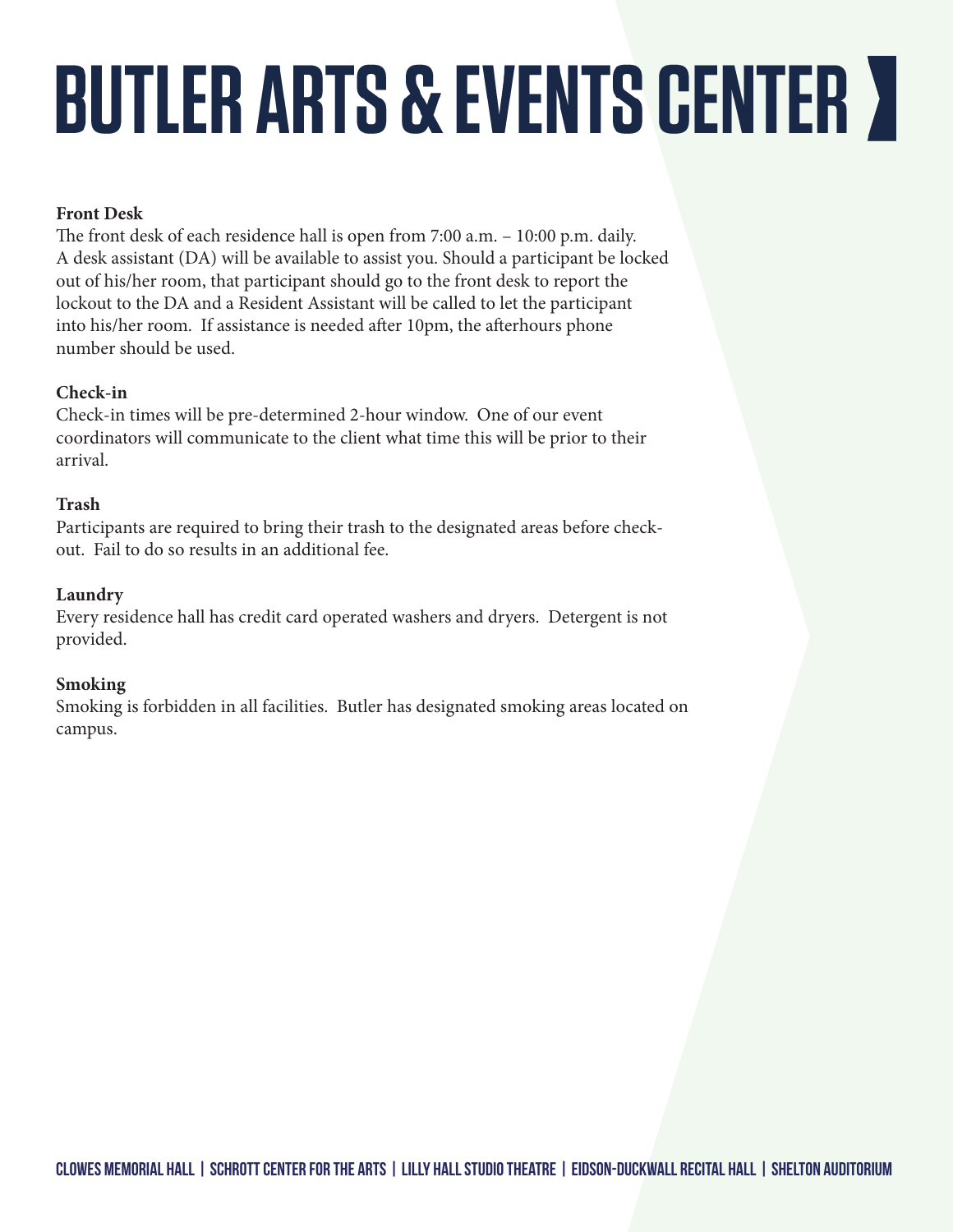# BUTLER ARTS & EVENTS CENTER

**Front Desk**

The front desk of each residence hall is open from 7:00 a.m. – 10:00 p.m. daily. A desk assistant (DA) will be available to assist you. Should a participant be locked out of his/her room, that participant should go to the front desk to report the lockout to the DA and a Resident Assistant will be called to let the participant into his/her room. If assistance is needed after 10pm, the afterhours phone number should be used.

**Check-in**

Check-in times will be pre-determined 2-hour window. One of our event coordinators will communicate to the client what time this will be prior to their arrival.

**Trash**

Participants are required to bring their trash to the designated areas before check-out. Fail to do so results in an additional fee.

**Laundry**

Every residence hall has credit card operated washers and dryers. Detergent is not provided.

**Smoking**

Smoking is forbidden in all facilities. Butler has designated smoking areas located on campus.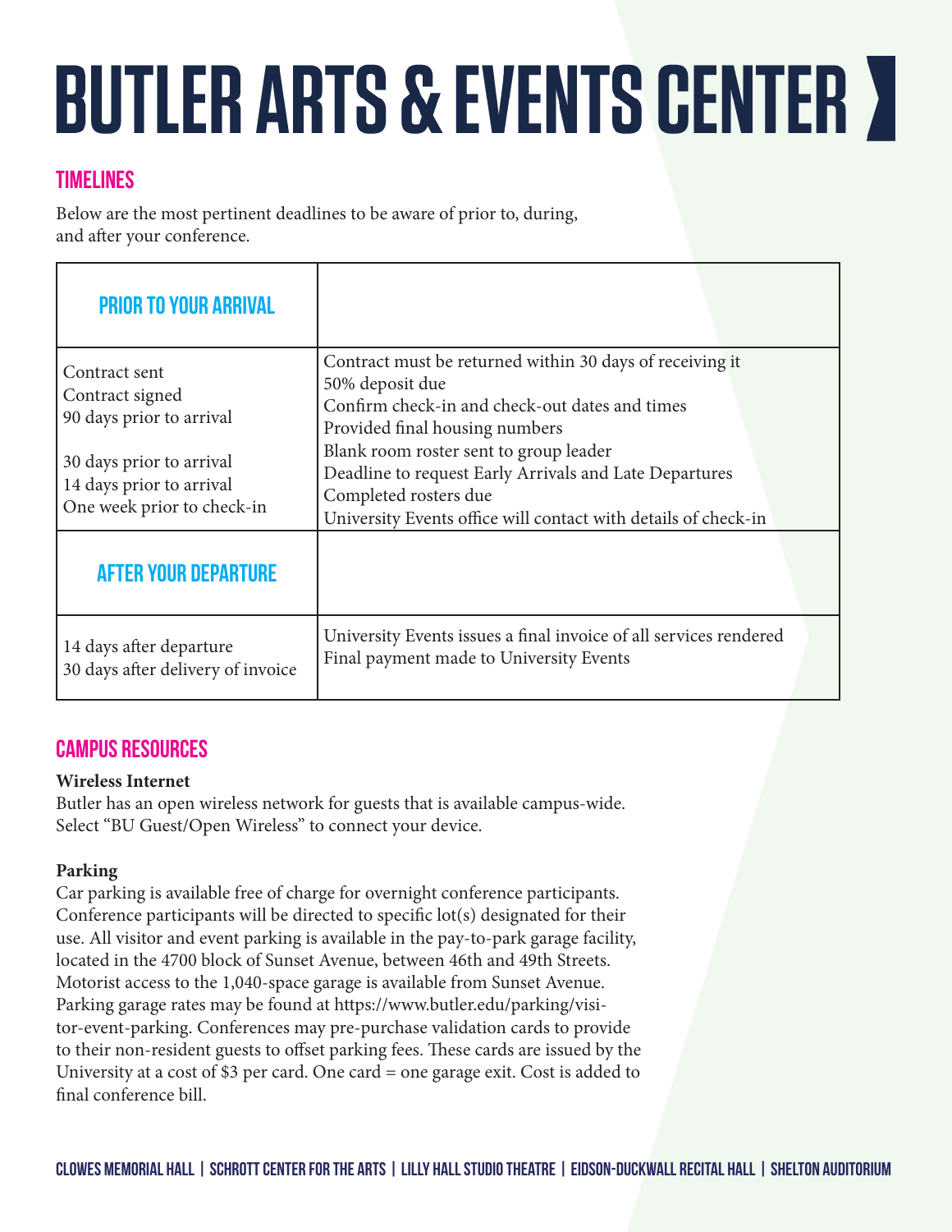# BUTLER ARTS & EVENTS CENTER

## TIMELINES

Below are the most pertinent deadlines to be aware of prior to, during, and after your conference.

| **PRIOR TO YOUR ARRIVAL** | |
|---|---|
| Contract sent<br>Contract signed<br>90 days prior to arrival<br><br>30 days prior to arrival<br>14 days prior to arrival<br>One week prior to check-in | Contract must be returned within 30 days of receiving it<br>50% deposit due<br>Confirm check-in and check-out dates and times<br>Provided final housing numbers<br>Blank room roster sent to group leader<br>Deadline to request Early Arrivals and Late Departures<br>Completed rosters due<br>University Events office will contact with details of check-in |
| **AFTER YOUR DEPARTURE** | |
| 14 days after departure<br>30 days after delivery of invoice | University Events issues a final invoice of all services rendered<br>Final payment made to University Events |

## CAMPUS RESOURCES

**Wireless Internet**

Butler has an open wireless network for guests that is available campus-wide. Select "BU Guest/Open Wireless" to connect your device.

**Parking**

Car parking is available free of charge for overnight conference participants. Conference participants will be directed to specific lot(s) designated for their use. All visitor and event parking is available in the pay-to-park garage facility, located in the 4700 block of Sunset Avenue, between 46th and 49th Streets. Motorist access to the 1,040-space garage is available from Sunset Avenue. Parking garage rates may be found at https://www.butler.edu/parking/visitor-event-parking. Conferences may pre-purchase validation cards to provide to their non-resident guests to offset parking fees. These cards are issued by the University at a cost of $3 per card. One card = one garage exit. Cost is added to final conference bill.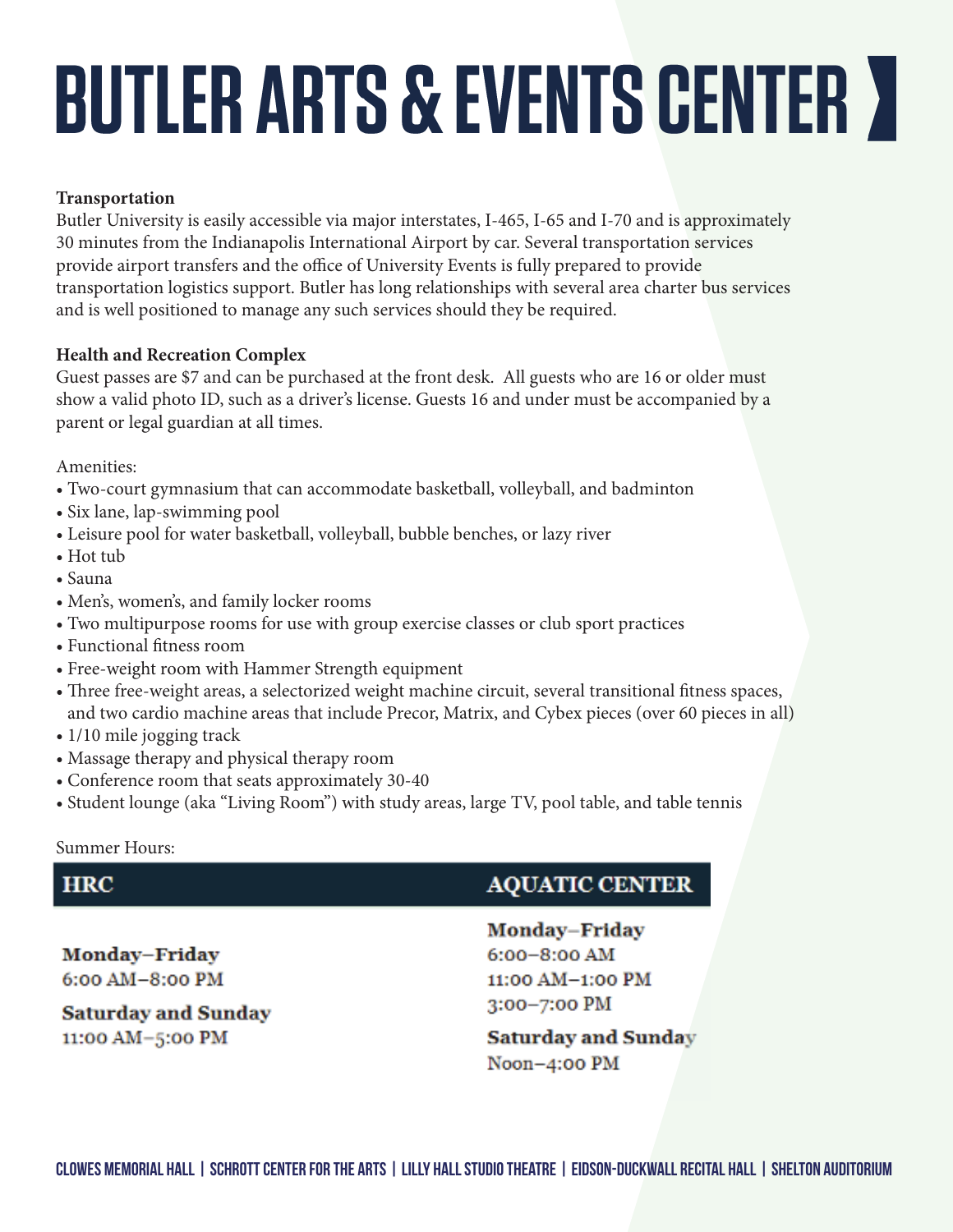# BUTLER ARTS & EVENTS CENTER

**Transportation**

Butler University is easily accessible via major interstates, I-465, I-65 and I-70 and is approximately 30 minutes from the Indianapolis International Airport by car. Several transportation services provide airport transfers and the office of University Events is fully prepared to provide transportation logistics support. Butler has long relationships with several area charter bus services and is well positioned to manage any such services should they be required.

**Health and Recreation Complex**

Guest passes are $7 and can be purchased at the front desk. All guests who are 16 or older must show a valid photo ID, such as a driver's license. Guests 16 and under must be accompanied by a parent or legal guardian at all times.

Amenities:

- Two-court gymnasium that can accommodate basketball, volleyball, and badminton
- Six lane, lap-swimming pool
- Leisure pool for water basketball, volleyball, bubble benches, or lazy river
- Hot tub
- Sauna
- Men's, women's, and family locker rooms
- Two multipurpose rooms for use with group exercise classes or club sport practices
- Functional fitness room
- Free-weight room with Hammer Strength equipment
- Three free-weight areas, a selectorized weight machine circuit, several transitional fitness spaces, and two cardio machine areas that include Precor, Matrix, and Cybex pieces (over 60 pieces in all)
- 1/10 mile jogging track
- Massage therapy and physical therapy room
- Conference room that seats approximately 30-40
- Student lounge (aka "Living Room") with study areas, large TV, pool table, and table tennis

Summer Hours:

| HRC | AQUATIC CENTER |
|---|---|
| **Monday–Friday**<br>6:00 AM–8:00 PM | **Monday–Friday**<br>6:00–8:00 AM<br>11:00 AM–1:00 PM<br>3:00–7:00 PM |
| **Saturday and Sunday**<br>11:00 AM–5:00 PM | **Saturday and Sunday**<br>Noon–4:00 PM |

CLOWES MEMORIAL HALL | SCHROTT CENTER FOR THE ARTS | LILLY HALL STUDIO THEATRE | EIDSON-DUCKWALL RECITAL HALL | SHELTON AUDITORIUM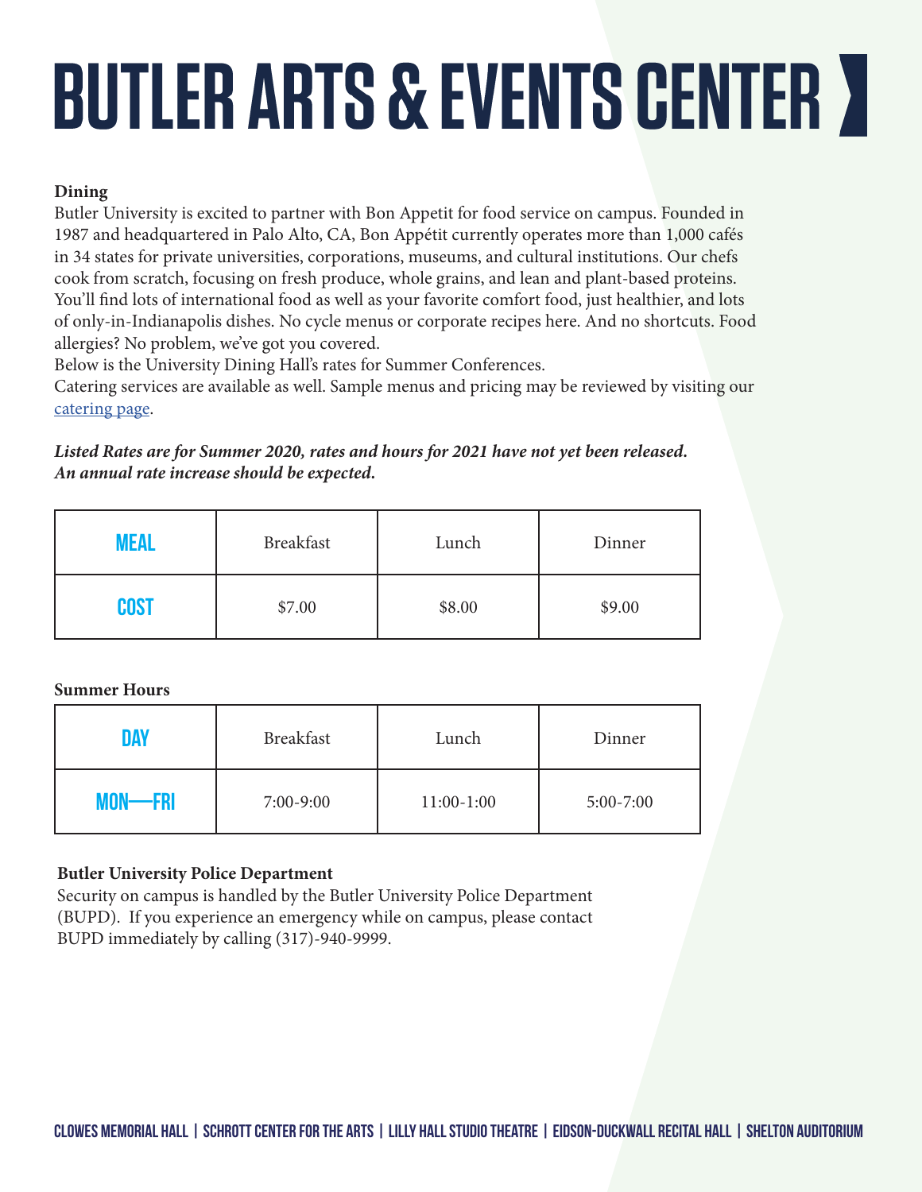# BUTLER ARTS & EVENTS CENTER

**Dining**

Butler University is excited to partner with Bon Appetit for food service on campus. Founded in 1987 and headquartered in Palo Alto, CA, Bon Appétit currently operates more than 1,000 cafés in 34 states for private universities, corporations, museums, and cultural institutions. Our chefs cook from scratch, focusing on fresh produce, whole grains, and lean and plant-based proteins. You'll find lots of international food as well as your favorite comfort food, just healthier, and lots of only-in-Indianapolis dishes. No cycle menus or corporate recipes here. And no shortcuts. Food allergies? No problem, we've got you covered.

Below is the University Dining Hall's rates for Summer Conferences.

Catering services are available as well. Sample menus and pricing may be reviewed by visiting our [catering page](catering page).

***Listed Rates are for Summer 2020, rates and hours for 2021 have not yet been released. An annual rate increase should be expected.***

| MEAL | Breakfast | Lunch | Dinner |
|---|---|---|---|
| COST | $7.00 | $8.00 | $9.00 |

**Summer Hours**

| DAY | Breakfast | Lunch | Dinner |
|---|---|---|---|
| MON—FRI | 7:00-9:00 | 11:00-1:00 | 5:00-7:00 |

**Butler University Police Department**

Security on campus is handled by the Butler University Police Department (BUPD). If you experience an emergency while on campus, please contact BUPD immediately by calling (317)-940-9999.

CLOWES MEMORIAL HALL | SCHROTT CENTER FOR THE ARTS | LILLY HALL STUDIO THEATRE | EIDSON-DUCKWALL RECITAL HALL | SHELTON AUDITORIUM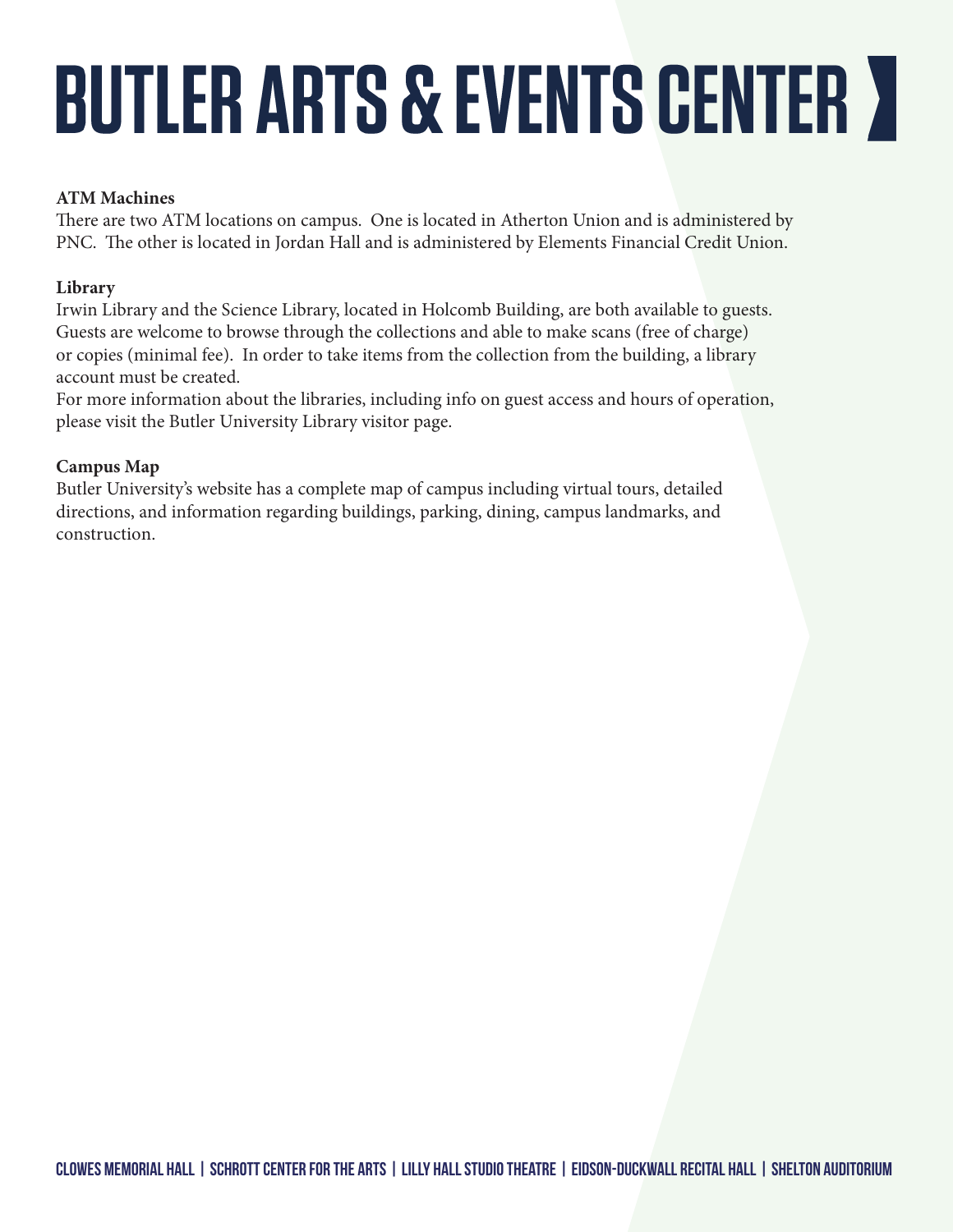# BUTLER ARTS & EVENTS CENTER

**ATM Machines**
There are two ATM locations on campus. One is located in Atherton Union and is administered by PNC. The other is located in Jordan Hall and is administered by Elements Financial Credit Union.

**Library**
Irwin Library and the Science Library, located in Holcomb Building, are both available to guests. Guests are welcome to browse through the collections and able to make scans (free of charge) or copies (minimal fee). In order to take items from the collection from the building, a library account must be created.
For more information about the libraries, including info on guest access and hours of operation, please visit the Butler University Library visitor page.

**Campus Map**
Butler University's website has a complete map of campus including virtual tours, detailed directions, and information regarding buildings, parking, dining, campus landmarks, and construction.

CLOWES MEMORIAL HALL | SCHROTT CENTER FOR THE ARTS | LILLY HALL STUDIO THEATRE | EIDSON-DUCKWALL RECITAL HALL | SHELTON AUDITORIUM